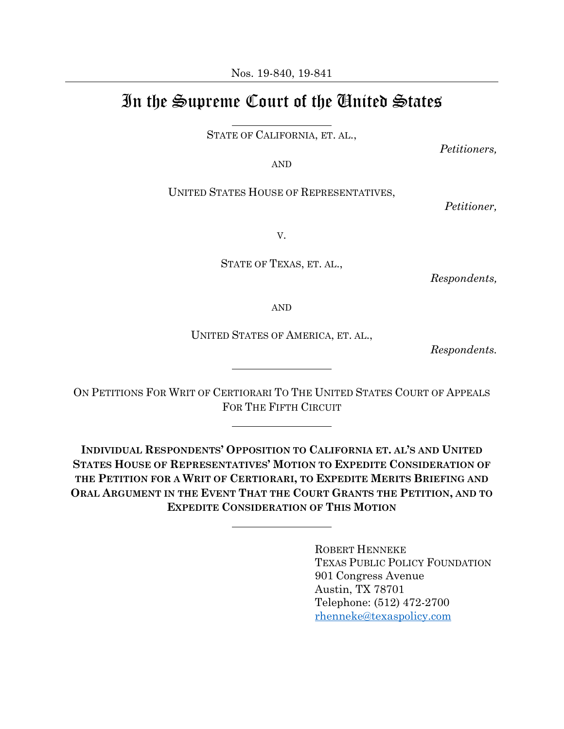Nos. 19-840, 19-841

# In the Supreme Court of the United States

STATE OF CALIFORNIA, ET. AL.,

*Petitioners,*

AND

UNITED STATES HOUSE OF REPRESENTATIVES,

*Petitioner,*

V.

STATE OF TEXAS, ET. AL.,

*Respondents,*

AND

UNITED STATES OF AMERICA, ET. AL.,

*Respondents.*

ON PETITIONS FOR WRIT OF CERTIORARI TO THE UNITED STATES COURT OF APPEALS FOR THE FIFTH CIRCUIT

**INDIVIDUAL RESPONDENTS' OPPOSITION TO CALIFORNIA ET. AL'S AND UNITED STATES HOUSE OF REPRESENTATIVES' MOTION TO EXPEDITE CONSIDERATION OF THE PETITION FOR A WRIT OF CERTIORARI, TO EXPEDITE MERITS BRIEFING AND ORAL ARGUMENT IN THE EVENT THAT THE COURT GRANTS THE PETITION, AND TO EXPEDITE CONSIDERATION OF THIS MOTION**

ROBERT HENNEKE
TEXAS PUBLIC POLICY FOUNDATION
901 Congress Avenue
Austin, TX 78701
Telephone: (512) 472-2700
rhenneke@texaspolicy.com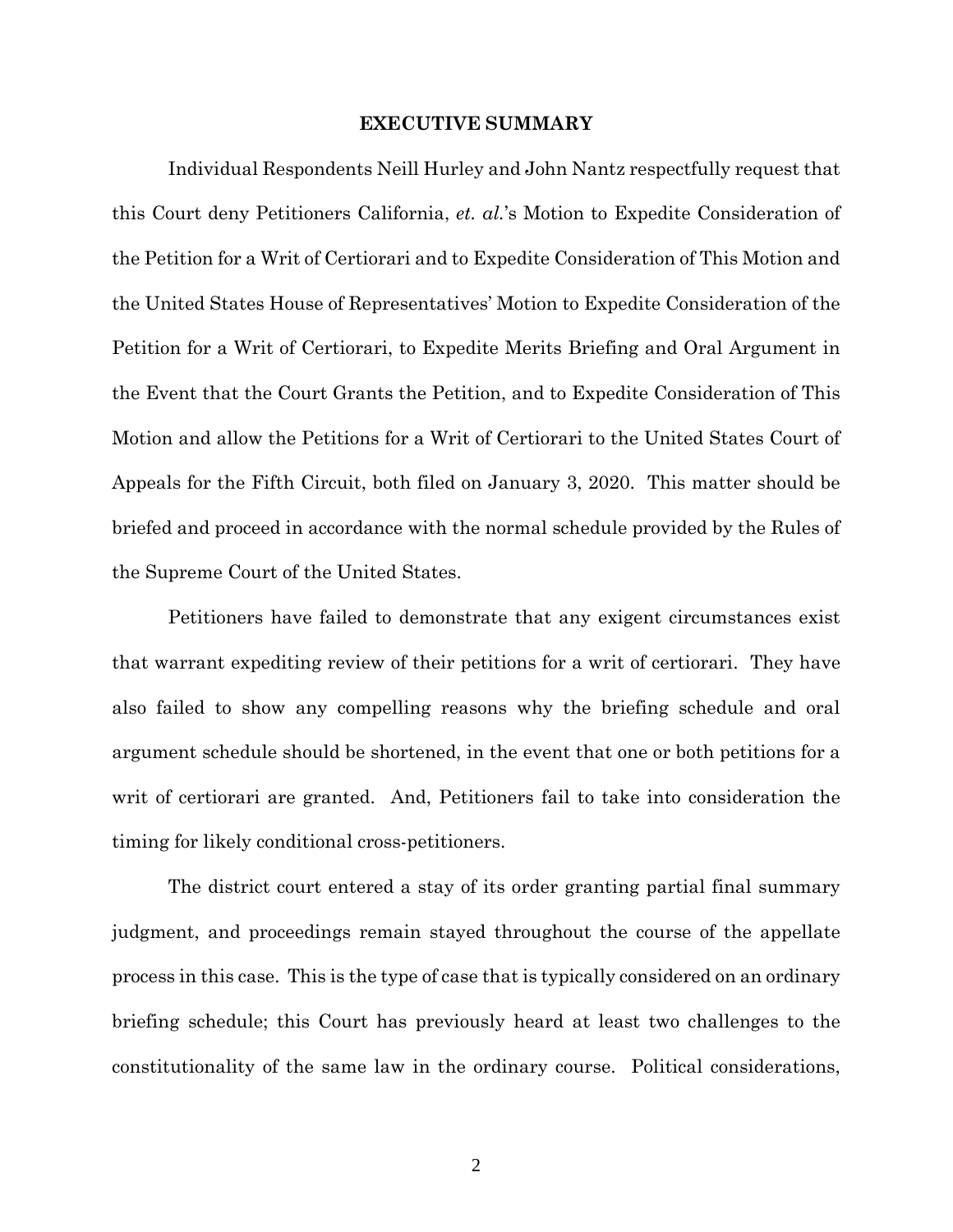## EXECUTIVE SUMMARY

Individual Respondents Neill Hurley and John Nantz respectfully request that this Court deny Petitioners California, *et. al.*'s Motion to Expedite Consideration of the Petition for a Writ of Certiorari and to Expedite Consideration of This Motion and the United States House of Representatives' Motion to Expedite Consideration of the Petition for a Writ of Certiorari, to Expedite Merits Briefing and Oral Argument in the Event that the Court Grants the Petition, and to Expedite Consideration of This Motion and allow the Petitions for a Writ of Certiorari to the United States Court of Appeals for the Fifth Circuit, both filed on January 3, 2020. This matter should be briefed and proceed in accordance with the normal schedule provided by the Rules of the Supreme Court of the United States.

Petitioners have failed to demonstrate that any exigent circumstances exist that warrant expediting review of their petitions for a writ of certiorari. They have also failed to show any compelling reasons why the briefing schedule and oral argument schedule should be shortened, in the event that one or both petitions for a writ of certiorari are granted. And, Petitioners fail to take into consideration the timing for likely conditional cross-petitioners.

The district court entered a stay of its order granting partial final summary judgment, and proceedings remain stayed throughout the course of the appellate process in this case. This is the type of case that is typically considered on an ordinary briefing schedule; this Court has previously heard at least two challenges to the constitutionality of the same law in the ordinary course. Political considerations,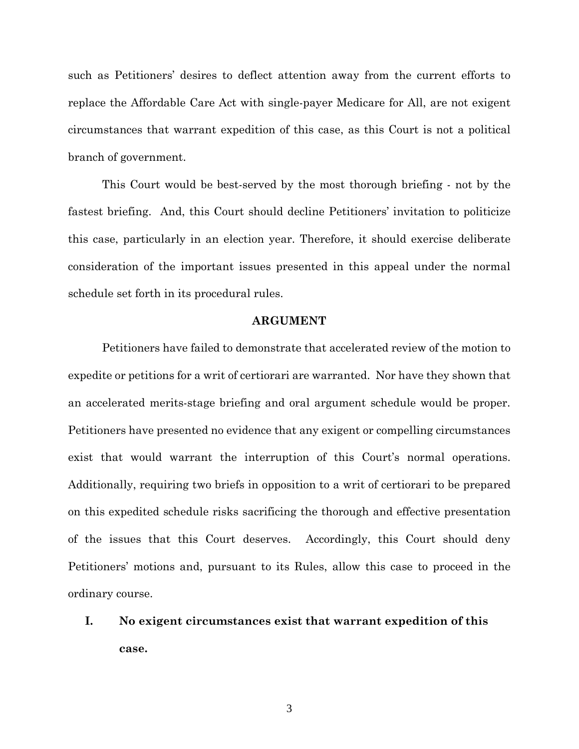such as Petitioners' desires to deflect attention away from the current efforts to replace the Affordable Care Act with single-payer Medicare for All, are not exigent circumstances that warrant expedition of this case, as this Court is not a political branch of government.

This Court would be best-served by the most thorough briefing - not by the fastest briefing. And, this Court should decline Petitioners' invitation to politicize this case, particularly in an election year. Therefore, it should exercise deliberate consideration of the important issues presented in this appeal under the normal schedule set forth in its procedural rules.

## ARGUMENT

Petitioners have failed to demonstrate that accelerated review of the motion to expedite or petitions for a writ of certiorari are warranted. Nor have they shown that an accelerated merits-stage briefing and oral argument schedule would be proper. Petitioners have presented no evidence that any exigent or compelling circumstances exist that would warrant the interruption of this Court's normal operations. Additionally, requiring two briefs in opposition to a writ of certiorari to be prepared on this expedited schedule risks sacrificing the thorough and effective presentation of the issues that this Court deserves. Accordingly, this Court should deny Petitioners' motions and, pursuant to its Rules, allow this case to proceed in the ordinary course.

### I. No exigent circumstances exist that warrant expedition of this case.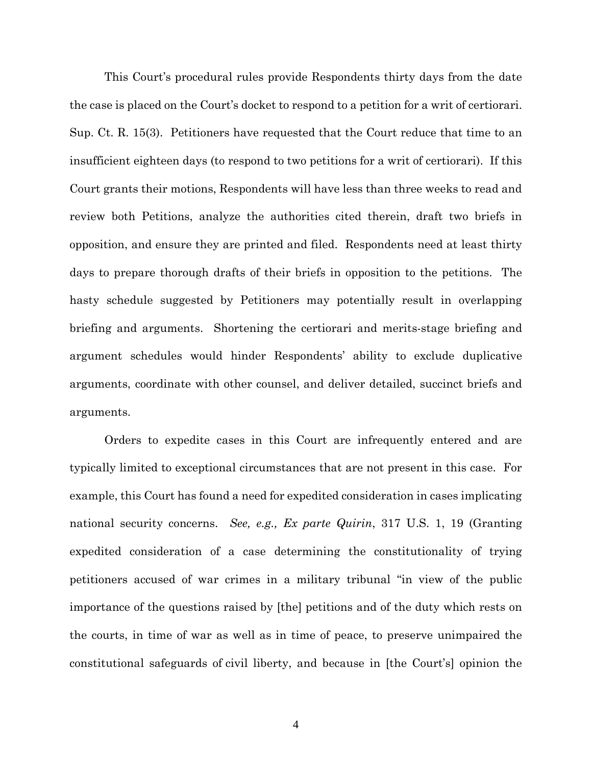This Court's procedural rules provide Respondents thirty days from the date the case is placed on the Court's docket to respond to a petition for a writ of certiorari. Sup. Ct. R. 15(3). Petitioners have requested that the Court reduce that time to an insufficient eighteen days (to respond to two petitions for a writ of certiorari). If this Court grants their motions, Respondents will have less than three weeks to read and review both Petitions, analyze the authorities cited therein, draft two briefs in opposition, and ensure they are printed and filed. Respondents need at least thirty days to prepare thorough drafts of their briefs in opposition to the petitions. The hasty schedule suggested by Petitioners may potentially result in overlapping briefing and arguments. Shortening the certiorari and merits-stage briefing and argument schedules would hinder Respondents' ability to exclude duplicative arguments, coordinate with other counsel, and deliver detailed, succinct briefs and arguments.

Orders to expedite cases in this Court are infrequently entered and are typically limited to exceptional circumstances that are not present in this case. For example, this Court has found a need for expedited consideration in cases implicating national security concerns. *See, e.g., Ex parte Quirin*, 317 U.S. 1, 19 (Granting expedited consideration of a case determining the constitutionality of trying petitioners accused of war crimes in a military tribunal "in view of the public importance of the questions raised by [the] petitions and of the duty which rests on the courts, in time of war as well as in time of peace, to preserve unimpaired the constitutional safeguards of civil liberty, and because in [the Court's] opinion the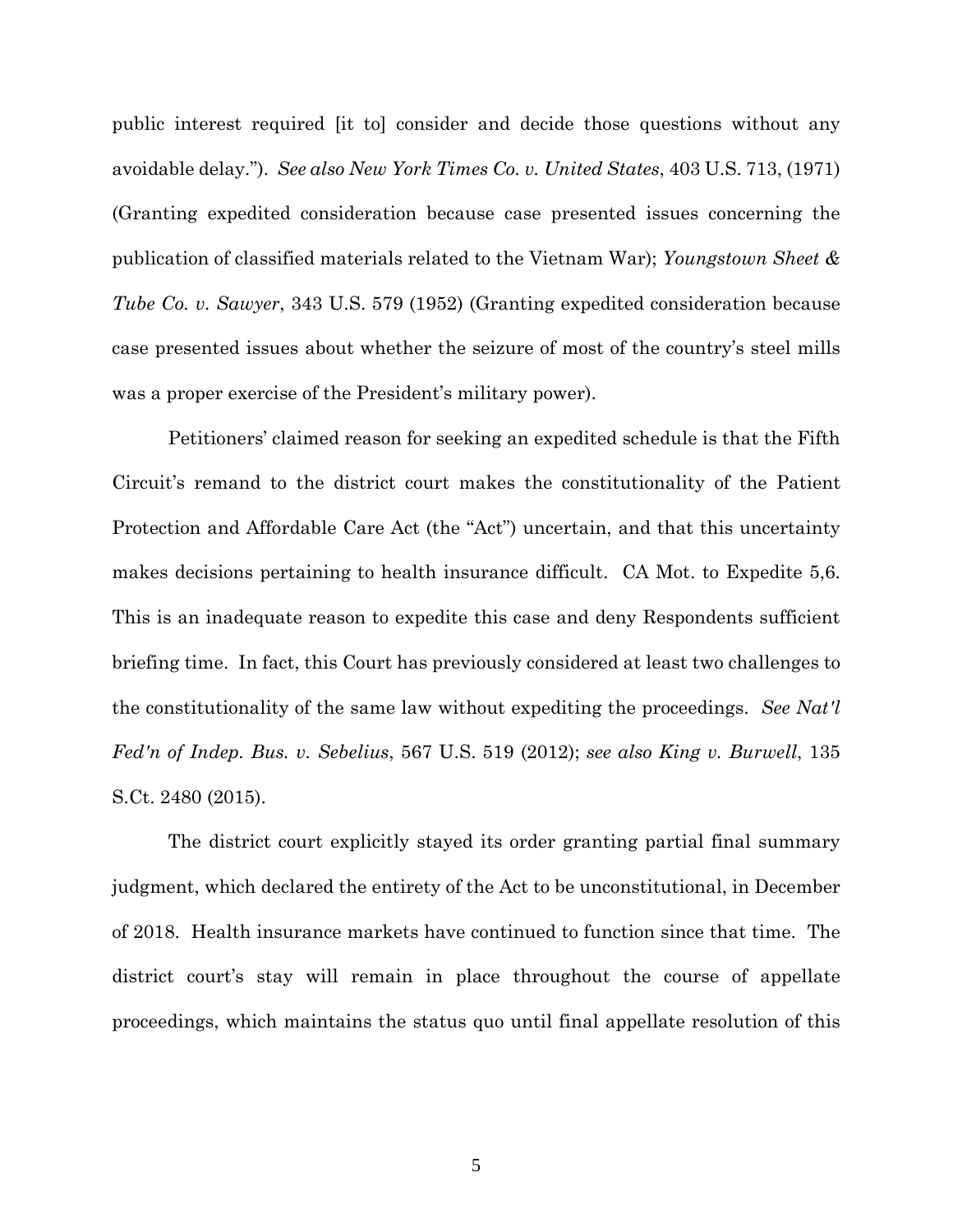public interest required [it to] consider and decide those questions without any avoidable delay."). *See also New York Times Co. v. United States*, 403 U.S. 713, (1971) (Granting expedited consideration because case presented issues concerning the publication of classified materials related to the Vietnam War); *Youngstown Sheet & Tube Co. v. Sawyer*, 343 U.S. 579 (1952) (Granting expedited consideration because case presented issues about whether the seizure of most of the country's steel mills was a proper exercise of the President's military power).

Petitioners' claimed reason for seeking an expedited schedule is that the Fifth Circuit's remand to the district court makes the constitutionality of the Patient Protection and Affordable Care Act (the "Act") uncertain, and that this uncertainty makes decisions pertaining to health insurance difficult. CA Mot. to Expedite 5,6. This is an inadequate reason to expedite this case and deny Respondents sufficient briefing time. In fact, this Court has previously considered at least two challenges to the constitutionality of the same law without expediting the proceedings. *See Nat'l Fed'n of Indep. Bus. v. Sebelius*, 567 U.S. 519 (2012); *see also King v. Burwell*, 135 S.Ct. 2480 (2015).

The district court explicitly stayed its order granting partial final summary judgment, which declared the entirety of the Act to be unconstitutional, in December of 2018. Health insurance markets have continued to function since that time. The district court's stay will remain in place throughout the course of appellate proceedings, which maintains the status quo until final appellate resolution of this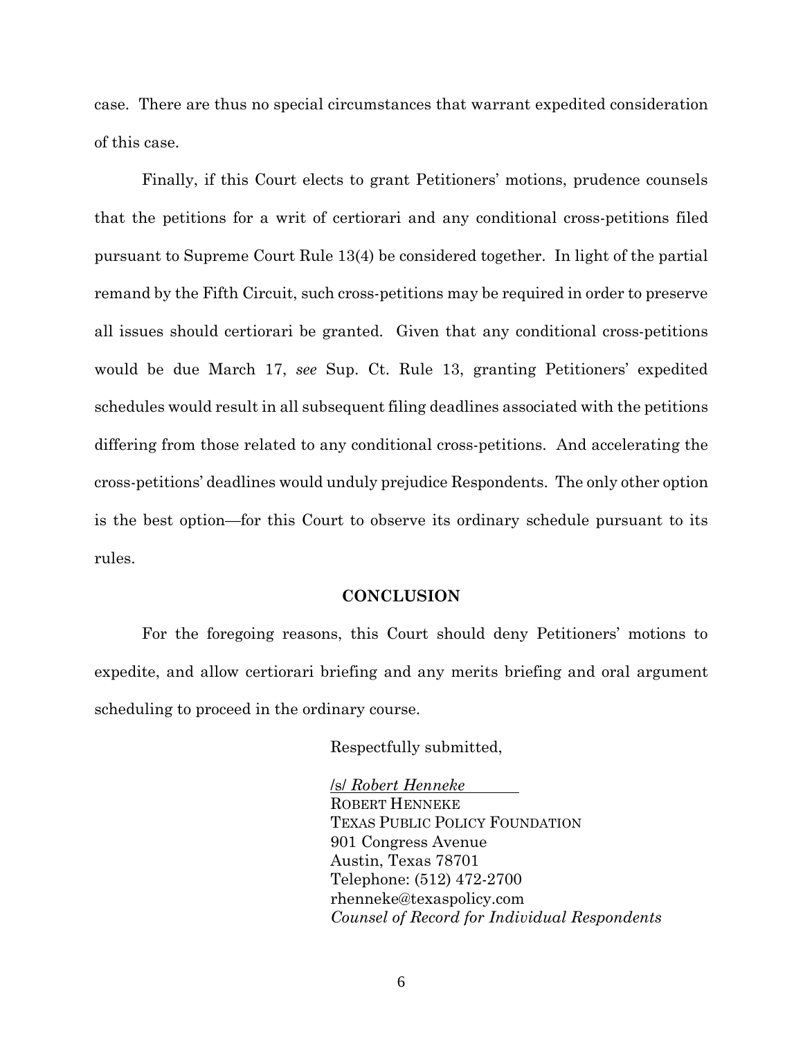case. There are thus no special circumstances that warrant expedited consideration of this case.

Finally, if this Court elects to grant Petitioners' motions, prudence counsels that the petitions for a writ of certiorari and any conditional cross-petitions filed pursuant to Supreme Court Rule 13(4) be considered together. In light of the partial remand by the Fifth Circuit, such cross-petitions may be required in order to preserve all issues should certiorari be granted. Given that any conditional cross-petitions would be due March 17, *see* Sup. Ct. Rule 13, granting Petitioners' expedited schedules would result in all subsequent filing deadlines associated with the petitions differing from those related to any conditional cross-petitions. And accelerating the cross-petitions' deadlines would unduly prejudice Respondents. The only other option is the best option—for this Court to observe its ordinary schedule pursuant to its rules.

**CONCLUSION**

For the foregoing reasons, this Court should deny Petitioners' motions to expedite, and allow certiorari briefing and any merits briefing and oral argument scheduling to proceed in the ordinary course.

Respectfully submitted,

/s/ *Robert Henneke*
ROBERT HENNEKE
TEXAS PUBLIC POLICY FOUNDATION
901 Congress Avenue
Austin, Texas 78701
Telephone: (512) 472-2700
rhenneke@texaspolicy.com
*Counsel of Record for Individual Respondents*